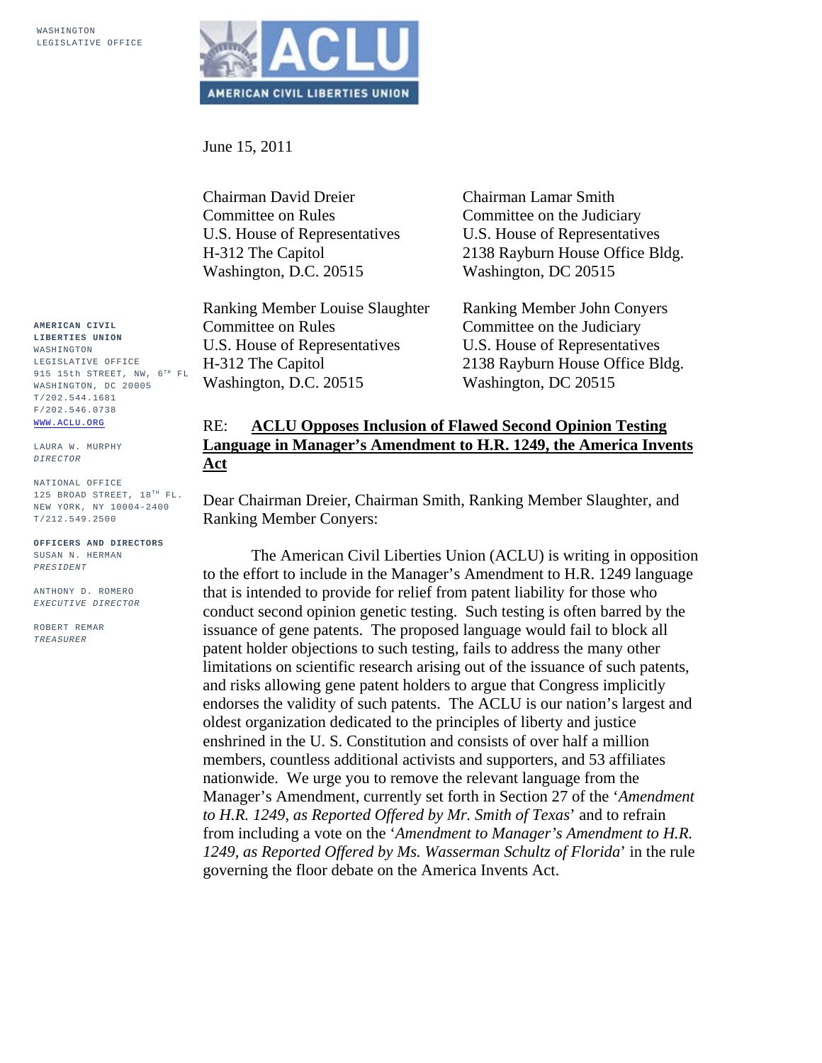WASHINGTON LEGISLATIVE OFFICE

**AMERICAN CIVIL LIBERTIES UNION**

June 15, 2011

Chairman David Dreier
Committee on Rules
U.S. House of Representatives
H-312 The Capitol
Washington, D.C. 20515

Chairman Lamar Smith
Committee on the Judiciary
U.S. House of Representatives
2138 Rayburn House Office Bldg.
Washington, DC 20515

Ranking Member Louise Slaughter
Committee on Rules
U.S. House of Representatives
H-312 The Capitol
Washington, D.C. 20515

Ranking Member John Conyers
Committee on the Judiciary
U.S. House of Representatives
2138 Rayburn House Office Bldg.
Washington, DC 20515

**AMERICAN CIVIL LIBERTIES UNION**
WASHINGTON LEGISLATIVE OFFICE
915 15th STREET, NW, 6TH FL
WASHINGTON, DC 20005
T/202.544.1681
F/202.546.0738
WWW.ACLU.ORG

LAURA W. MURPHY
*DIRECTOR*

NATIONAL OFFICE
125 BROAD STREET, 18TH FL.
NEW YORK, NY 10004-2400
T/212.549.2500

**OFFICERS AND DIRECTORS**
SUSAN N. HERMAN
*PRESIDENT*

ANTHONY D. ROMERO
*EXECUTIVE DIRECTOR*

ROBERT REMAR
*TREASURER*

RE: **ACLU Opposes Inclusion of Flawed Second Opinion Testing Language in Manager's Amendment to H.R. 1249, the America Invents Act**

Dear Chairman Dreier, Chairman Smith, Ranking Member Slaughter, and Ranking Member Conyers:

The American Civil Liberties Union (ACLU) is writing in opposition to the effort to include in the Manager's Amendment to H.R. 1249 language that is intended to provide for relief from patent liability for those who conduct second opinion genetic testing. Such testing is often barred by the issuance of gene patents. The proposed language would fail to block all patent holder objections to such testing, fails to address the many other limitations on scientific research arising out of the issuance of such patents, and risks allowing gene patent holders to argue that Congress implicitly endorses the validity of such patents. The ACLU is our nation's largest and oldest organization dedicated to the principles of liberty and justice enshrined in the U. S. Constitution and consists of over half a million members, countless additional activists and supporters, and 53 affiliates nationwide. We urge you to remove the relevant language from the Manager's Amendment, currently set forth in Section 27 of the '*Amendment to H.R. 1249, as Reported Offered by Mr. Smith of Texas*' and to refrain from including a vote on the '*Amendment to Manager's Amendment to H.R. 1249, as Reported Offered by Ms. Wasserman Schultz of Florida*' in the rule governing the floor debate on the America Invents Act.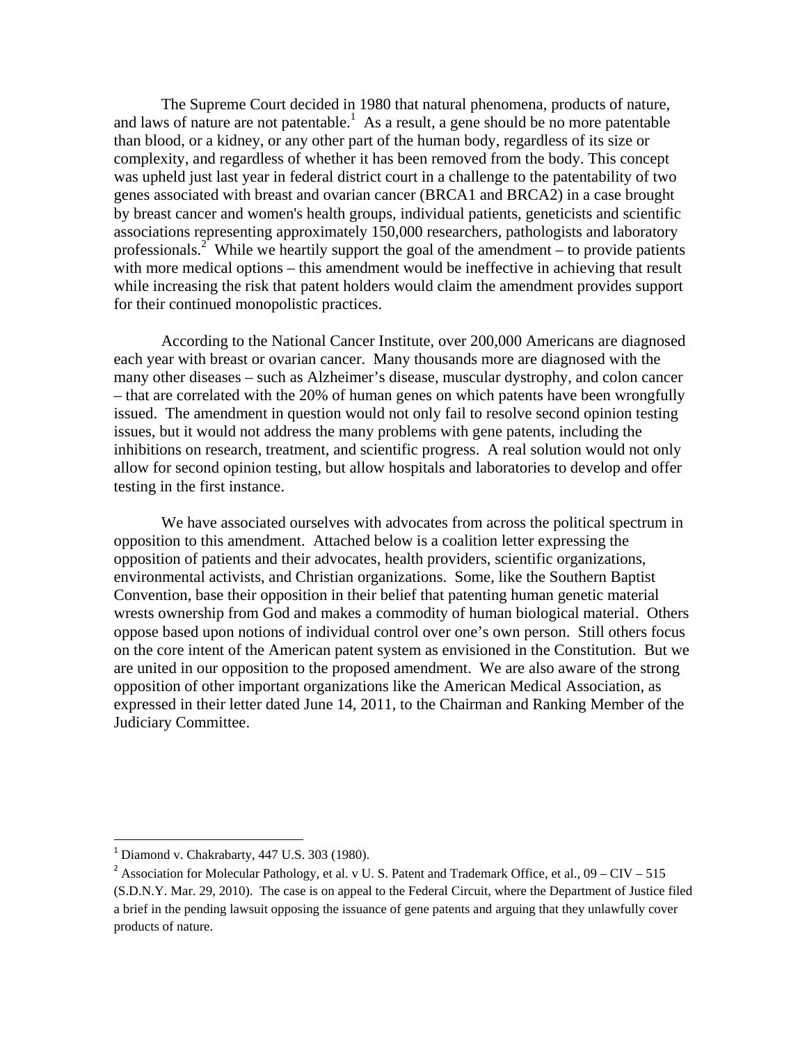The Supreme Court decided in 1980 that natural phenomena, products of nature, and laws of nature are not patentable.[1] As a result, a gene should be no more patentable than blood, or a kidney, or any other part of the human body, regardless of its size or complexity, and regardless of whether it has been removed from the body. This concept was upheld just last year in federal district court in a challenge to the patentability of two genes associated with breast and ovarian cancer (BRCA1 and BRCA2) in a case brought by breast cancer and women's health groups, individual patients, geneticists and scientific associations representing approximately 150,000 researchers, pathologists and laboratory professionals.[2] While we heartily support the goal of the amendment – to provide patients with more medical options – this amendment would be ineffective in achieving that result while increasing the risk that patent holders would claim the amendment provides support for their continued monopolistic practices.

According to the National Cancer Institute, over 200,000 Americans are diagnosed each year with breast or ovarian cancer. Many thousands more are diagnosed with the many other diseases – such as Alzheimer's disease, muscular dystrophy, and colon cancer – that are correlated with the 20% of human genes on which patents have been wrongfully issued. The amendment in question would not only fail to resolve second opinion testing issues, but it would not address the many problems with gene patents, including the inhibitions on research, treatment, and scientific progress. A real solution would not only allow for second opinion testing, but allow hospitals and laboratories to develop and offer testing in the first instance.

We have associated ourselves with advocates from across the political spectrum in opposition to this amendment. Attached below is a coalition letter expressing the opposition of patients and their advocates, health providers, scientific organizations, environmental activists, and Christian organizations. Some, like the Southern Baptist Convention, base their opposition in their belief that patenting human genetic material wrests ownership from God and makes a commodity of human biological material. Others oppose based upon notions of individual control over one's own person. Still others focus on the core intent of the American patent system as envisioned in the Constitution. But we are united in our opposition to the proposed amendment. We are also aware of the strong opposition of other important organizations like the American Medical Association, as expressed in their letter dated June 14, 2011, to the Chairman and Ranking Member of the Judiciary Committee.

---

[1] Diamond v. Chakrabarty, 447 U.S. 303 (1980).

[2] Association for Molecular Pathology, et al. v U. S. Patent and Trademark Office, et al., 09 – CIV – 515 (S.D.N.Y. Mar. 29, 2010). The case is on appeal to the Federal Circuit, where the Department of Justice filed a brief in the pending lawsuit opposing the issuance of gene patents and arguing that they unlawfully cover products of nature.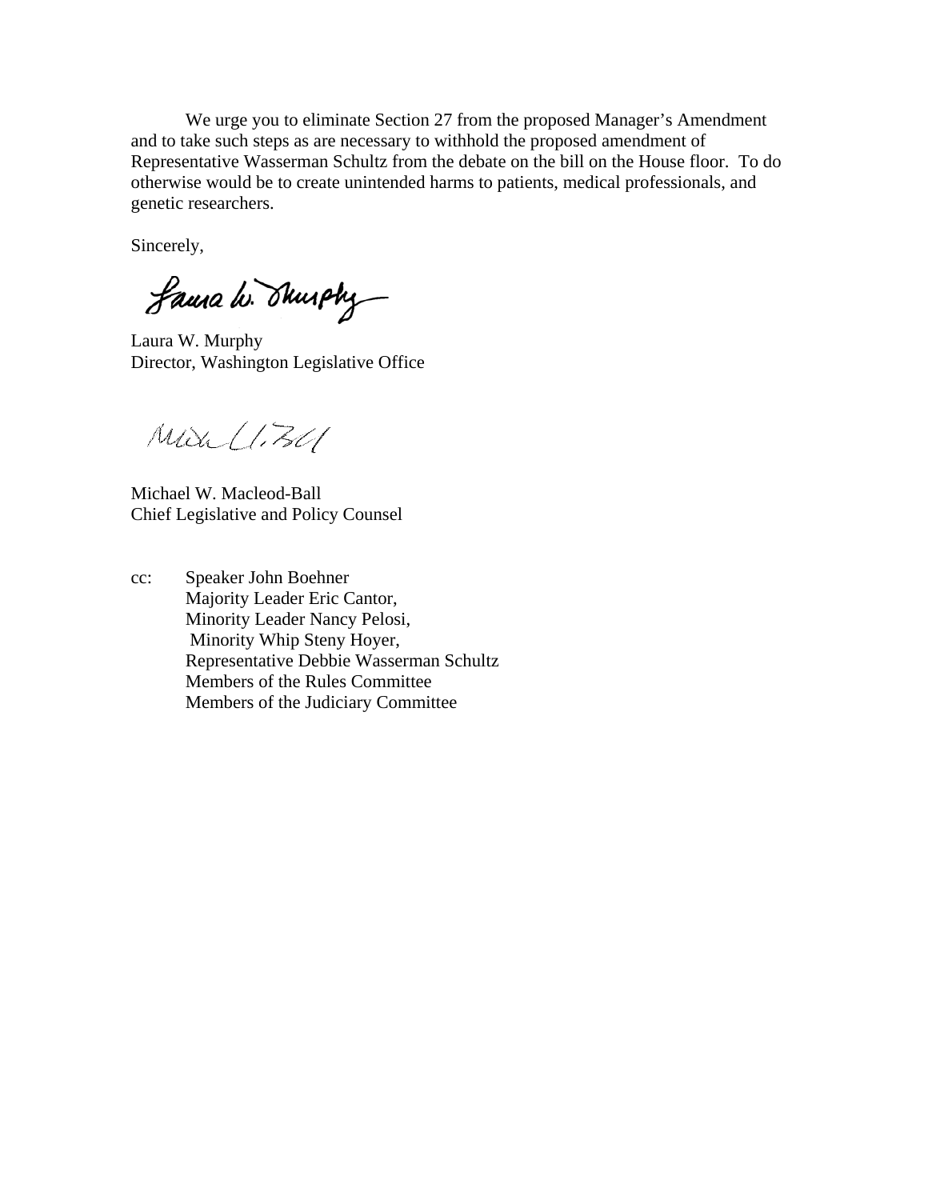We urge you to eliminate Section 27 from the proposed Manager's Amendment and to take such steps as are necessary to withhold the proposed amendment of Representative Wasserman Schultz from the debate on the bill on the House floor. To do otherwise would be to create unintended harms to patients, medical professionals, and genetic researchers.

Sincerely,

Laura W. Murphy
Director, Washington Legislative Office

Michael W. Macleod-Ball
Chief Legislative and Policy Counsel

cc: Speaker John Boehner
Majority Leader Eric Cantor,
Minority Leader Nancy Pelosi,
Minority Whip Steny Hoyer,
Representative Debbie Wasserman Schultz
Members of the Rules Committee
Members of the Judiciary Committee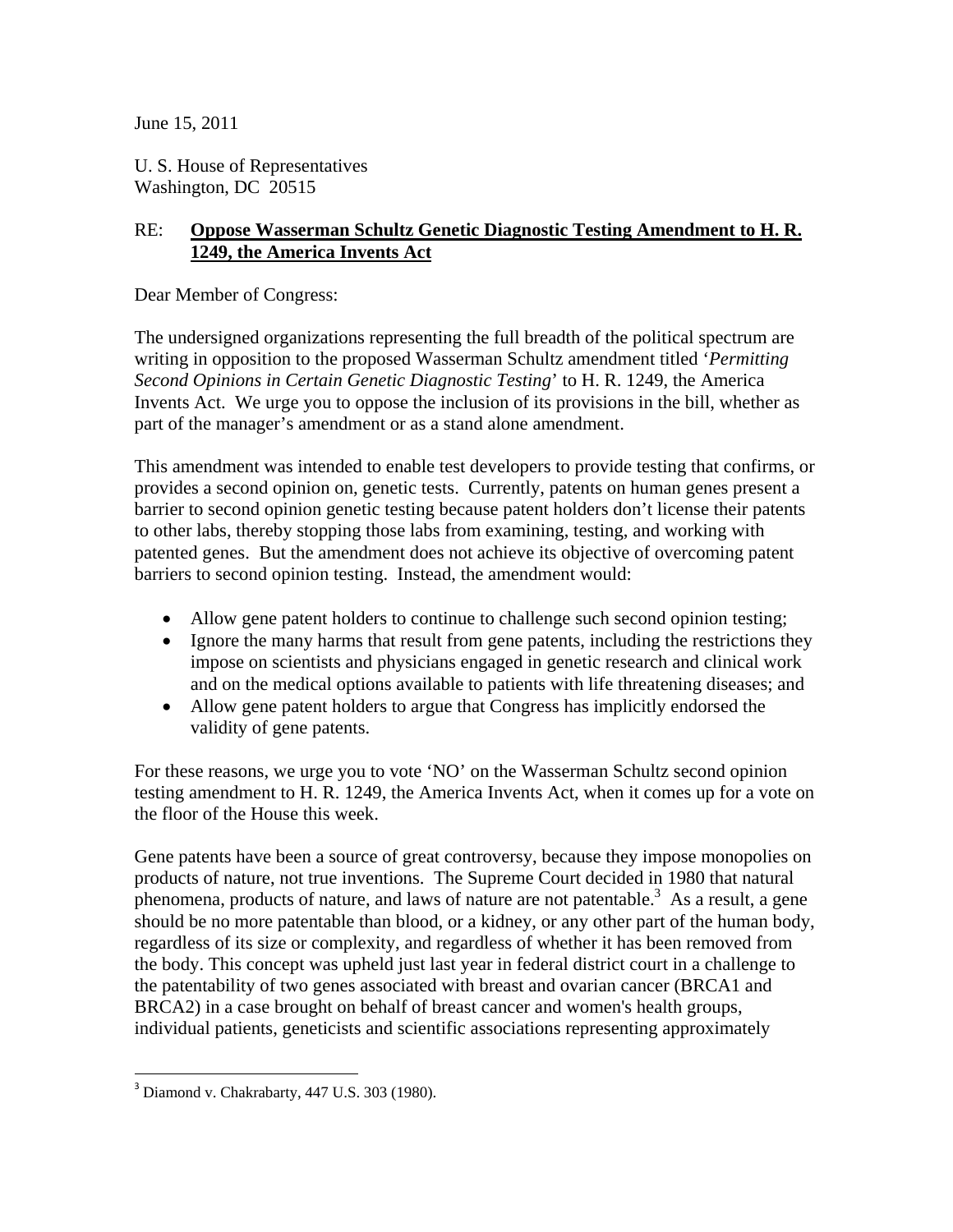June 15, 2011

U. S. House of Representatives
Washington, DC 20515

RE: **Oppose Wasserman Schultz Genetic Diagnostic Testing Amendment to H. R. 1249, the America Invents Act**

Dear Member of Congress:

The undersigned organizations representing the full breadth of the political spectrum are writing in opposition to the proposed Wasserman Schultz amendment titled '*Permitting Second Opinions in Certain Genetic Diagnostic Testing*' to H. R. 1249, the America Invents Act. We urge you to oppose the inclusion of its provisions in the bill, whether as part of the manager's amendment or as a stand alone amendment.

This amendment was intended to enable test developers to provide testing that confirms, or provides a second opinion on, genetic tests. Currently, patents on human genes present a barrier to second opinion genetic testing because patent holders don't license their patents to other labs, thereby stopping those labs from examining, testing, and working with patented genes. But the amendment does not achieve its objective of overcoming patent barriers to second opinion testing. Instead, the amendment would:

- Allow gene patent holders to continue to challenge such second opinion testing;
- Ignore the many harms that result from gene patents, including the restrictions they impose on scientists and physicians engaged in genetic research and clinical work and on the medical options available to patients with life threatening diseases; and
- Allow gene patent holders to argue that Congress has implicitly endorsed the validity of gene patents.

For these reasons, we urge you to vote 'NO' on the Wasserman Schultz second opinion testing amendment to H. R. 1249, the America Invents Act, when it comes up for a vote on the floor of the House this week.

Gene patents have been a source of great controversy, because they impose monopolies on products of nature, not true inventions. The Supreme Court decided in 1980 that natural phenomena, products of nature, and laws of nature are not patentable.[3] As a result, a gene should be no more patentable than blood, or a kidney, or any other part of the human body, regardless of its size or complexity, and regardless of whether it has been removed from the body. This concept was upheld just last year in federal district court in a challenge to the patentability of two genes associated with breast and ovarian cancer (BRCA1 and BRCA2) in a case brought on behalf of breast cancer and women's health groups, individual patients, geneticists and scientific associations representing approximately

[3] Diamond v. Chakrabarty, 447 U.S. 303 (1980).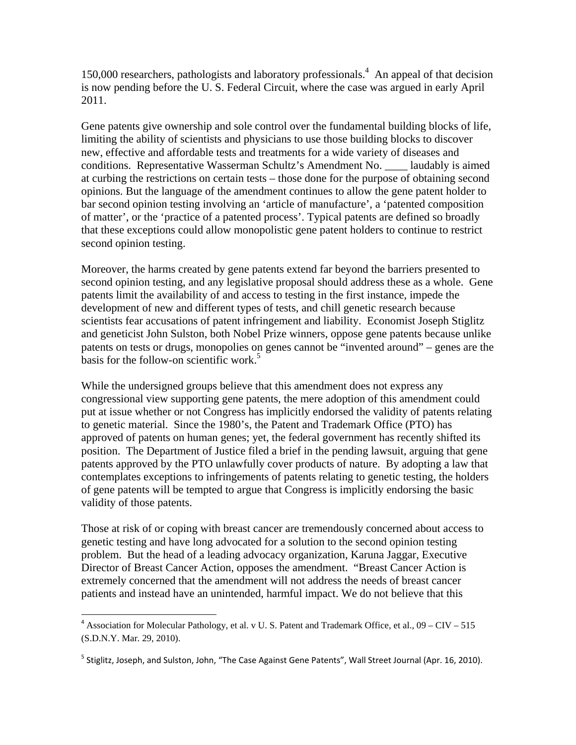150,000 researchers, pathologists and laboratory professionals.[4] An appeal of that decision is now pending before the U. S. Federal Circuit, where the case was argued in early April 2011.

Gene patents give ownership and sole control over the fundamental building blocks of life, limiting the ability of scientists and physicians to use those building blocks to discover new, effective and affordable tests and treatments for a wide variety of diseases and conditions. Representative Wasserman Schultz's Amendment No. ____ laudably is aimed at curbing the restrictions on certain tests – those done for the purpose of obtaining second opinions. But the language of the amendment continues to allow the gene patent holder to bar second opinion testing involving an 'article of manufacture', a 'patented composition of matter', or the 'practice of a patented process'. Typical patents are defined so broadly that these exceptions could allow monopolistic gene patent holders to continue to restrict second opinion testing.

Moreover, the harms created by gene patents extend far beyond the barriers presented to second opinion testing, and any legislative proposal should address these as a whole. Gene patents limit the availability of and access to testing in the first instance, impede the development of new and different types of tests, and chill genetic research because scientists fear accusations of patent infringement and liability. Economist Joseph Stiglitz and geneticist John Sulston, both Nobel Prize winners, oppose gene patents because unlike patents on tests or drugs, monopolies on genes cannot be "invented around" – genes are the basis for the follow-on scientific work.[5]

While the undersigned groups believe that this amendment does not express any congressional view supporting gene patents, the mere adoption of this amendment could put at issue whether or not Congress has implicitly endorsed the validity of patents relating to genetic material. Since the 1980's, the Patent and Trademark Office (PTO) has approved of patents on human genes; yet, the federal government has recently shifted its position. The Department of Justice filed a brief in the pending lawsuit, arguing that gene patents approved by the PTO unlawfully cover products of nature. By adopting a law that contemplates exceptions to infringements of patents relating to genetic testing, the holders of gene patents will be tempted to argue that Congress is implicitly endorsing the basic validity of those patents.

Those at risk of or coping with breast cancer are tremendously concerned about access to genetic testing and have long advocated for a solution to the second opinion testing problem. But the head of a leading advocacy organization, Karuna Jaggar, Executive Director of Breast Cancer Action, opposes the amendment. "Breast Cancer Action is extremely concerned that the amendment will not address the needs of breast cancer patients and instead have an unintended, harmful impact. We do not believe that this

---

[4] Association for Molecular Pathology, et al. v U. S. Patent and Trademark Office, et al., 09 – CIV – 515 (S.D.N.Y. Mar. 29, 2010).

[5] Stiglitz, Joseph, and Sulston, John, "The Case Against Gene Patents", Wall Street Journal (Apr. 16, 2010).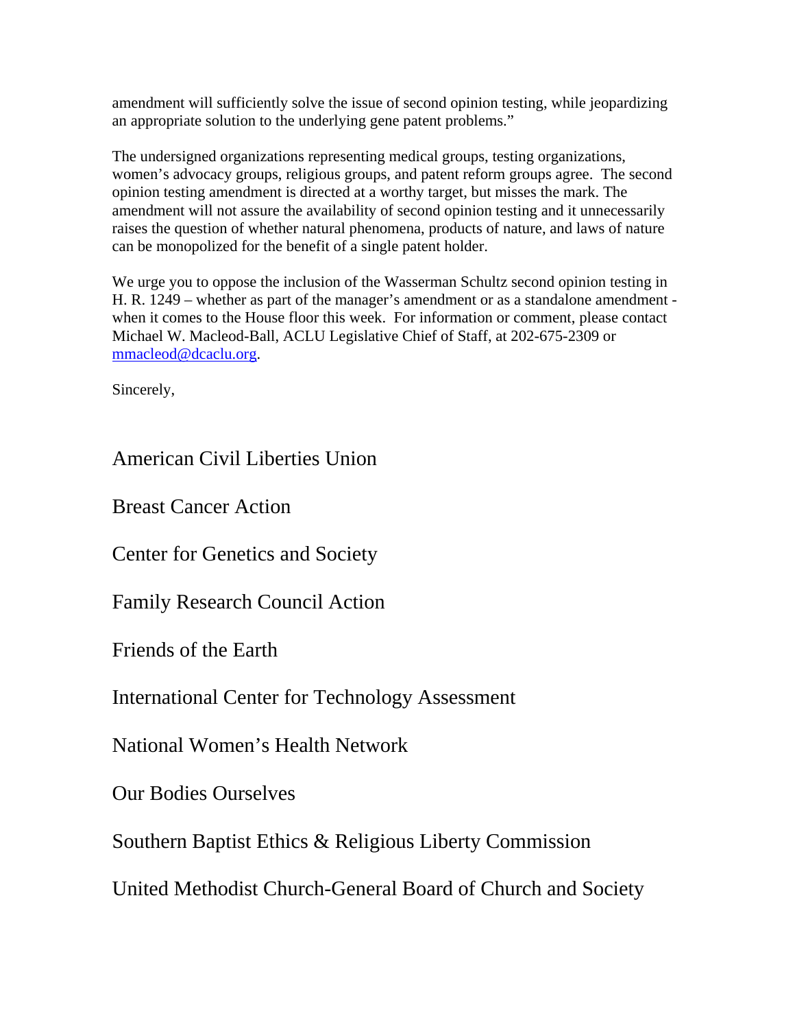amendment will sufficiently solve the issue of second opinion testing, while jeopardizing an appropriate solution to the underlying gene patent problems."

The undersigned organizations representing medical groups, testing organizations, women's advocacy groups, religious groups, and patent reform groups agree. The second opinion testing amendment is directed at a worthy target, but misses the mark. The amendment will not assure the availability of second opinion testing and it unnecessarily raises the question of whether natural phenomena, products of nature, and laws of nature can be monopolized for the benefit of a single patent holder.

We urge you to oppose the inclusion of the Wasserman Schultz second opinion testing in H. R. 1249 – whether as part of the manager's amendment or as a standalone amendment - when it comes to the House floor this week. For information or comment, please contact Michael W. Macleod-Ball, ACLU Legislative Chief of Staff, at 202-675-2309 or [mmacleod@dcaclu.org](mailto:mmacleod@dcaclu.org).

Sincerely,

American Civil Liberties Union

Breast Cancer Action

Center for Genetics and Society

Family Research Council Action

Friends of the Earth

International Center for Technology Assessment

National Women's Health Network

Our Bodies Ourselves

Southern Baptist Ethics & Religious Liberty Commission

United Methodist Church-General Board of Church and Society